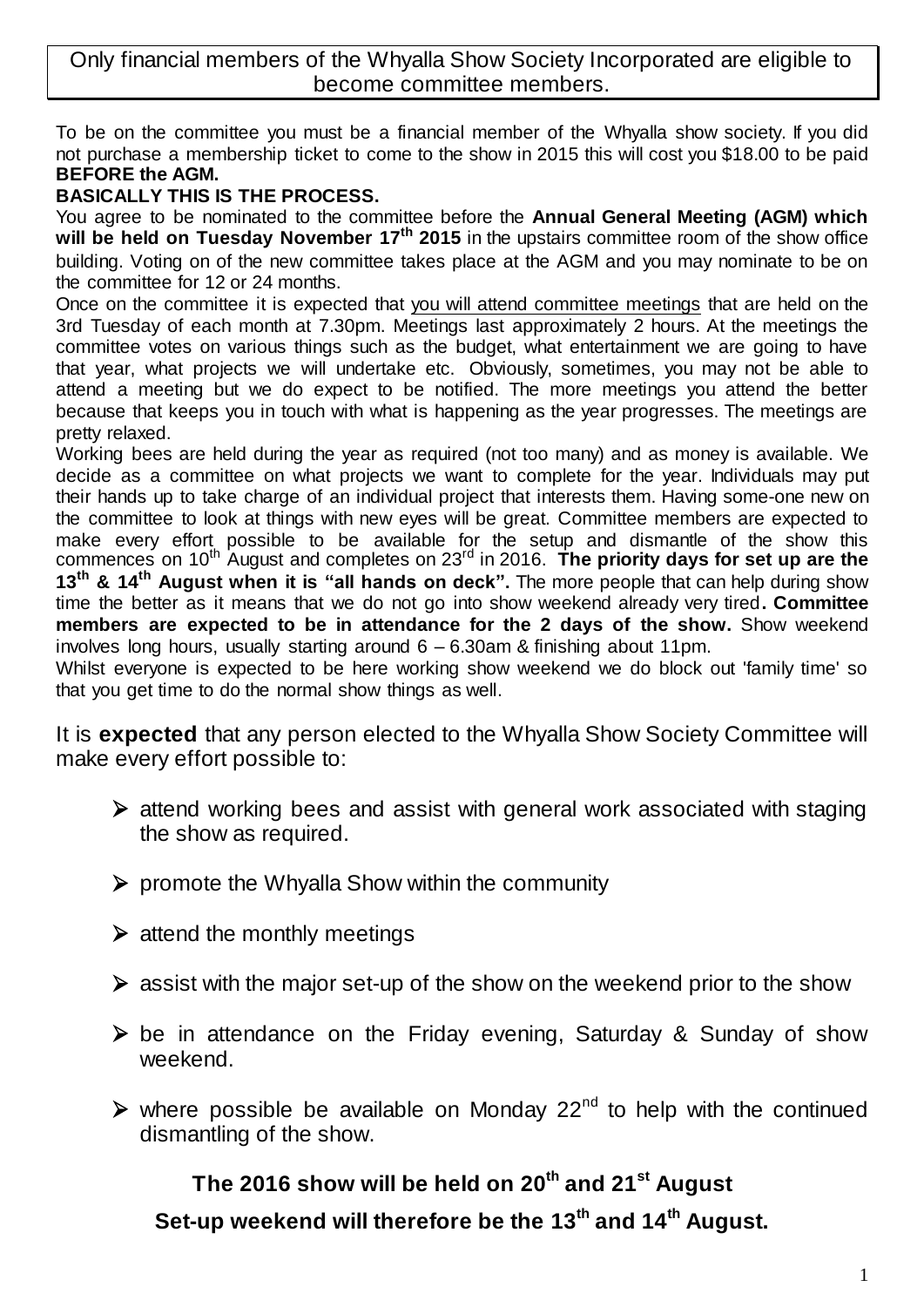Only financial members of the Whyalla Show Society Incorporated are eligible to become committee members.

To be on the committee you must be a financial member of the Whyalla show society. If you did not purchase a membership ticket to come to the show in 2015 this will cost you $18.00 to be paid **BEFORE the AGM.**

**BASICALLY THIS IS THE PROCESS.**

You agree to be nominated to the committee before the **Annual General Meeting (AGM) which will be held on Tuesday November 17th 2015** in the upstairs committee room of the show office building. Voting on of the new committee takes place at the AGM and you may nominate to be on the committee for 12 or 24 months.

Once on the committee it is expected that you will attend committee meetings that are held on the 3rd Tuesday of each month at 7.30pm. Meetings last approximately 2 hours. At the meetings the committee votes on various things such as the budget, what entertainment we are going to have that year, what projects we will undertake etc. Obviously, sometimes, you may not be able to attend a meeting but we do expect to be notified. The more meetings you attend the better because that keeps you in touch with what is happening as the year progresses. The meetings are pretty relaxed.

Working bees are held during the year as required (not too many) and as money is available. We decide as a committee on what projects we want to complete for the year. Individuals may put their hands up to take charge of an individual project that interests them. Having some-one new on the committee to look at things with new eyes will be great. Committee members are expected to make every effort possible to be available for the setup and dismantle of the show this commences on 10th August and completes on 23rd in 2016. **The priority days for set up are the 13th & 14th August when it is "all hands on deck".** The more people that can help during show time the better as it means that we do not go into show weekend already very tired**. Committee members are expected to be in attendance for the 2 days of the show.** Show weekend involves long hours, usually starting around 6 – 6.30am & finishing about 11pm.

Whilst everyone is expected to be here working show weekend we do block out 'family time' so that you get time to do the normal show things as well.

It is **expected** that any person elected to the Whyalla Show Society Committee will make every effort possible to:

- attend working bees and assist with general work associated with staging the show as required.
- promote the Whyalla Show within the community
- attend the monthly meetings
- assist with the major set-up of the show on the weekend prior to the show
- be in attendance on the Friday evening, Saturday & Sunday of show weekend.
- where possible be available on Monday 22nd to help with the continued dismantling of the show.

**The 2016 show will be held on 20th and 21st August**

**Set-up weekend will therefore be the 13th and 14th August.**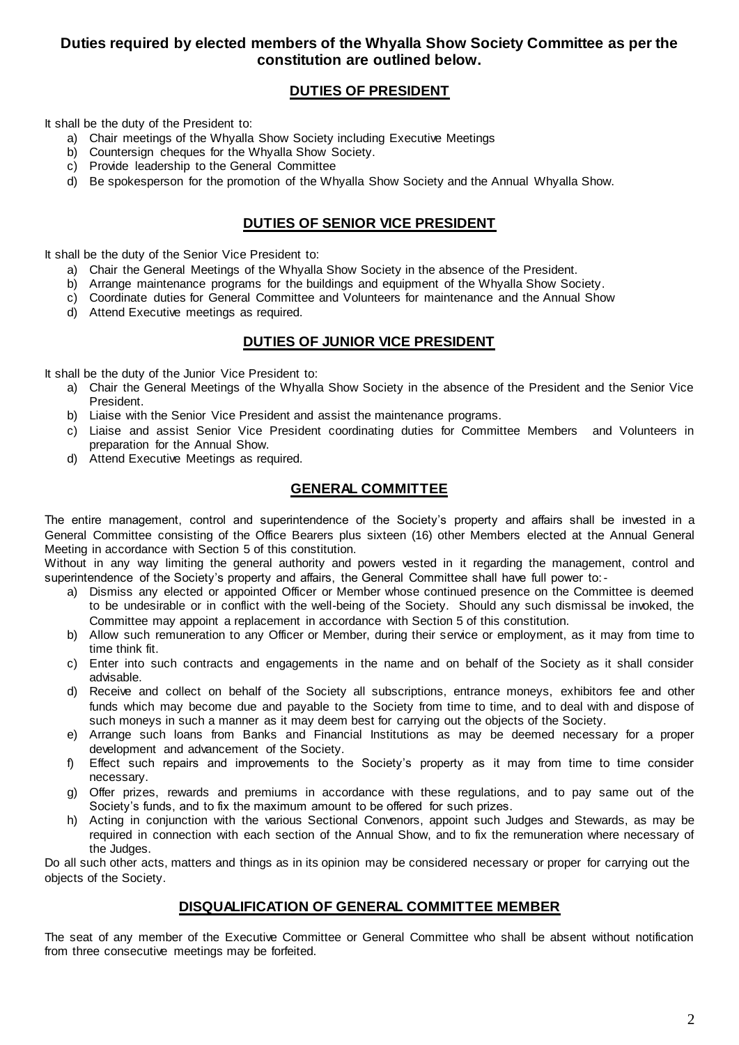**Duties required by elected members of the Whyalla Show Society Committee as per the constitution are outlined below.**

## DUTIES OF PRESIDENT

It shall be the duty of the President to:

a) Chair meetings of the Whyalla Show Society including Executive Meetings
b) Countersign cheques for the Whyalla Show Society.
c) Provide leadership to the General Committee
d) Be spokesperson for the promotion of the Whyalla Show Society and the Annual Whyalla Show.

## DUTIES OF SENIOR VICE PRESIDENT

It shall be the duty of the Senior Vice President to:

a) Chair the General Meetings of the Whyalla Show Society in the absence of the President.
b) Arrange maintenance programs for the buildings and equipment of the Whyalla Show Society.
c) Coordinate duties for General Committee and Volunteers for maintenance and the Annual Show
d) Attend Executive meetings as required.

## DUTIES OF JUNIOR VICE PRESIDENT

It shall be the duty of the Junior Vice President to:

a) Chair the General Meetings of the Whyalla Show Society in the absence of the President and the Senior Vice President.
b) Liaise with the Senior Vice President and assist the maintenance programs.
c) Liaise and assist Senior Vice President coordinating duties for Committee Members and Volunteers in preparation for the Annual Show.
d) Attend Executive Meetings as required.

## GENERAL COMMITTEE

The entire management, control and superintendence of the Society's property and affairs shall be invested in a General Committee consisting of the Office Bearers plus sixteen (16) other Members elected at the Annual General Meeting in accordance with Section 5 of this constitution.

Without in any way limiting the general authority and powers vested in it regarding the management, control and superintendence of the Society's property and affairs, the General Committee shall have full power to:-

a) Dismiss any elected or appointed Officer or Member whose continued presence on the Committee is deemed to be undesirable or in conflict with the well-being of the Society. Should any such dismissal be invoked, the Committee may appoint a replacement in accordance with Section 5 of this constitution.
b) Allow such remuneration to any Officer or Member, during their service or employment, as it may from time to time think fit.
c) Enter into such contracts and engagements in the name and on behalf of the Society as it shall consider advisable.
d) Receive and collect on behalf of the Society all subscriptions, entrance moneys, exhibitors fee and other funds which may become due and payable to the Society from time to time, and to deal with and dispose of such moneys in such a manner as it may deem best for carrying out the objects of the Society.
e) Arrange such loans from Banks and Financial Institutions as may be deemed necessary for a proper development and advancement of the Society.
f) Effect such repairs and improvements to the Society's property as it may from time to time consider necessary.
g) Offer prizes, rewards and premiums in accordance with these regulations, and to pay same out of the Society's funds, and to fix the maximum amount to be offered for such prizes.
h) Acting in conjunction with the various Sectional Convenors, appoint such Judges and Stewards, as may be required in connection with each section of the Annual Show, and to fix the remuneration where necessary of the Judges.

Do all such other acts, matters and things as in its opinion may be considered necessary or proper for carrying out the objects of the Society.

## DISQUALIFICATION OF GENERAL COMMITTEE MEMBER

The seat of any member of the Executive Committee or General Committee who shall be absent without notification from three consecutive meetings may be forfeited.